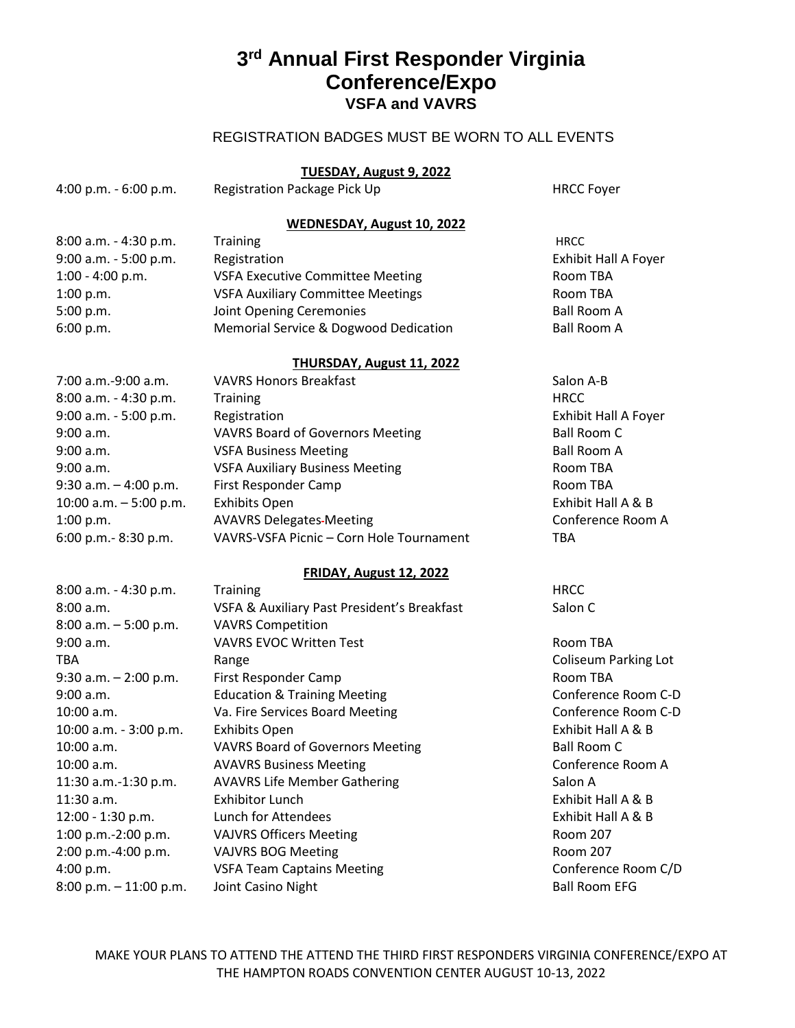# 3rd Annual First Responder Virginia Conference/Expo

## VSFA and VAVRS

REGISTRATION BADGES MUST BE WORN TO ALL EVENTS

**TUESDAY, August 9, 2022**

| | | |
|---|---|---|
| 4:00 p.m. - 6:00 p.m. | Registration Package Pick Up | HRCC Foyer |

**WEDNESDAY, August 10, 2022**

| | | |
|---|---|---|
| 8:00 a.m. - 4:30 p.m. | Training | HRCC |
| 9:00 a.m. - 5:00 p.m. | Registration | Exhibit Hall A Foyer |
| 1:00 - 4:00 p.m. | VSFA Executive Committee Meeting | Room TBA |
| 1:00 p.m. | VSFA Auxiliary Committee Meetings | Room TBA |
| 5:00 p.m. | Joint Opening Ceremonies | Ball Room A |
| 6:00 p.m. | Memorial Service & Dogwood Dedication | Ball Room A |

**THURSDAY, August 11, 2022**

| | | |
|---|---|---|
| 7:00 a.m.-9:00 a.m. | VAVRS Honors Breakfast | Salon A-B |
| 8:00 a.m. - 4:30 p.m. | Training | HRCC |
| 9:00 a.m. - 5:00 p.m. | Registration | Exhibit Hall A Foyer |
| 9:00 a.m. | VAVRS Board of Governors Meeting | Ball Room C |
| 9:00 a.m. | VSFA Business Meeting | Ball Room A |
| 9:00 a.m. | VSFA Auxiliary Business Meeting | Room TBA |
| 9:30 a.m. – 4:00 p.m. | First Responder Camp | Room TBA |
| 10:00 a.m. – 5:00 p.m. | Exhibits Open | Exhibit Hall A & B |
| 1:00 p.m. | AVAVRS Delegates-Meeting | Conference Room A |
| 6:00 p.m.- 8:30 p.m. | VAVRS-VSFA Picnic – Corn Hole Tournament | TBA |

**FRIDAY, August 12, 2022**

| | | |
|---|---|---|
| 8:00 a.m. - 4:30 p.m. | Training | HRCC |
| 8:00 a.m. | VSFA & Auxiliary Past President's Breakfast | Salon C |
| 8:00 a.m. – 5:00 p.m. | VAVRS Competition | |
| 9:00 a.m. | VAVRS EVOC Written Test | Room TBA |
| TBA | Range | Coliseum Parking Lot |
| 9:30 a.m. – 2:00 p.m. | First Responder Camp | Room TBA |
| 9:00 a.m. | Education & Training Meeting | Conference Room C-D |
| 10:00 a.m. | Va. Fire Services Board Meeting | Conference Room C-D |
| 10:00 a.m. - 3:00 p.m. | Exhibits Open | Exhibit Hall A & B |
| 10:00 a.m. | VAVRS Board of Governors Meeting | Ball Room C |
| 10:00 a.m. | AVAVRS Business Meeting | Conference Room A |
| 11:30 a.m.-1:30 p.m. | AVAVRS Life Member Gathering | Salon A |
| 11:30 a.m. | Exhibitor Lunch | Exhibit Hall A & B |
| 12:00 - 1:30 p.m. | Lunch for Attendees | Exhibit Hall A & B |
| 1:00 p.m.-2:00 p.m. | VAJVRS Officers Meeting | Room 207 |
| 2:00 p.m.-4:00 p.m. | VAJVRS BOG Meeting | Room 207 |
| 4:00 p.m. | VSFA Team Captains Meeting | Conference Room C/D |
| 8:00 p.m. – 11:00 p.m. | Joint Casino Night | Ball Room EFG |

MAKE YOUR PLANS TO ATTEND THE ATTEND THE THIRD FIRST RESPONDERS VIRGINIA CONFERENCE/EXPO AT THE HAMPTON ROADS CONVENTION CENTER AUGUST 10-13, 2022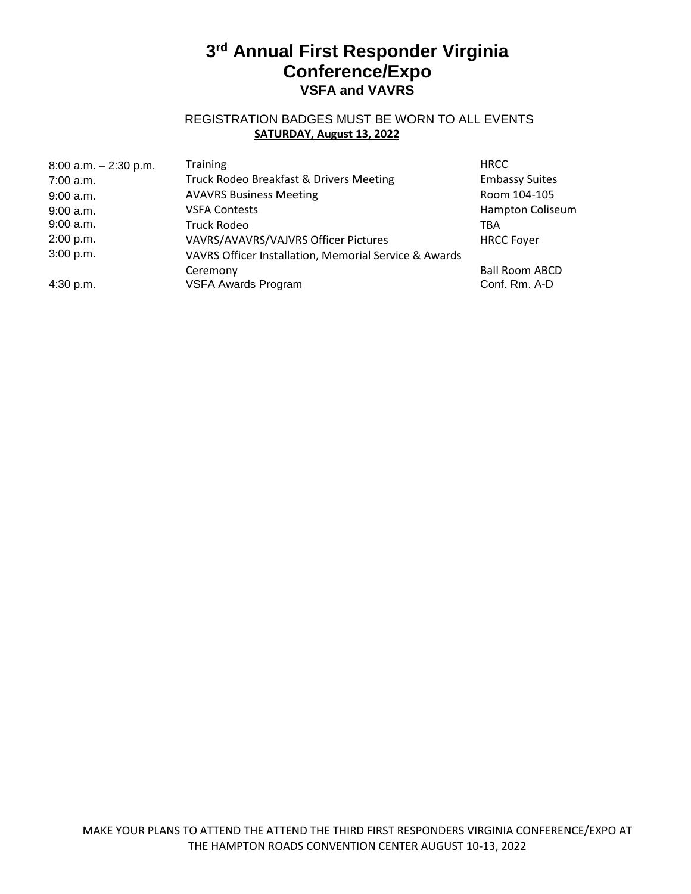# 3rd Annual First Responder Virginia Conference/Expo

## VSFA and VAVRS

REGISTRATION BADGES MUST BE WORN TO ALL EVENTS

**SATURDAY, August 13, 2022**

| | | |
|---|---|---|
| 8:00 a.m. – 2:30 p.m. | Training | HRCC |
| 7:00 a.m. | Truck Rodeo Breakfast & Drivers Meeting | Embassy Suites |
| 9:00 a.m. | AVAVRS Business Meeting | Room 104-105 |
| 9:00 a.m. | VSFA Contests | Hampton Coliseum |
| 9:00 a.m. | Truck Rodeo | TBA |
| 2:00 p.m. | VAVRS/AVAVRS/VAJVRS Officer Pictures | HRCC Foyer |
| 3:00 p.m. | VAVRS Officer Installation, Memorial Service & Awards Ceremony | Ball Room ABCD |
| 4:30 p.m. | VSFA Awards Program | Conf. Rm. A-D |

MAKE YOUR PLANS TO ATTEND THE ATTEND THE THIRD FIRST RESPONDERS VIRGINIA CONFERENCE/EXPO AT THE HAMPTON ROADS CONVENTION CENTER AUGUST 10-13, 2022